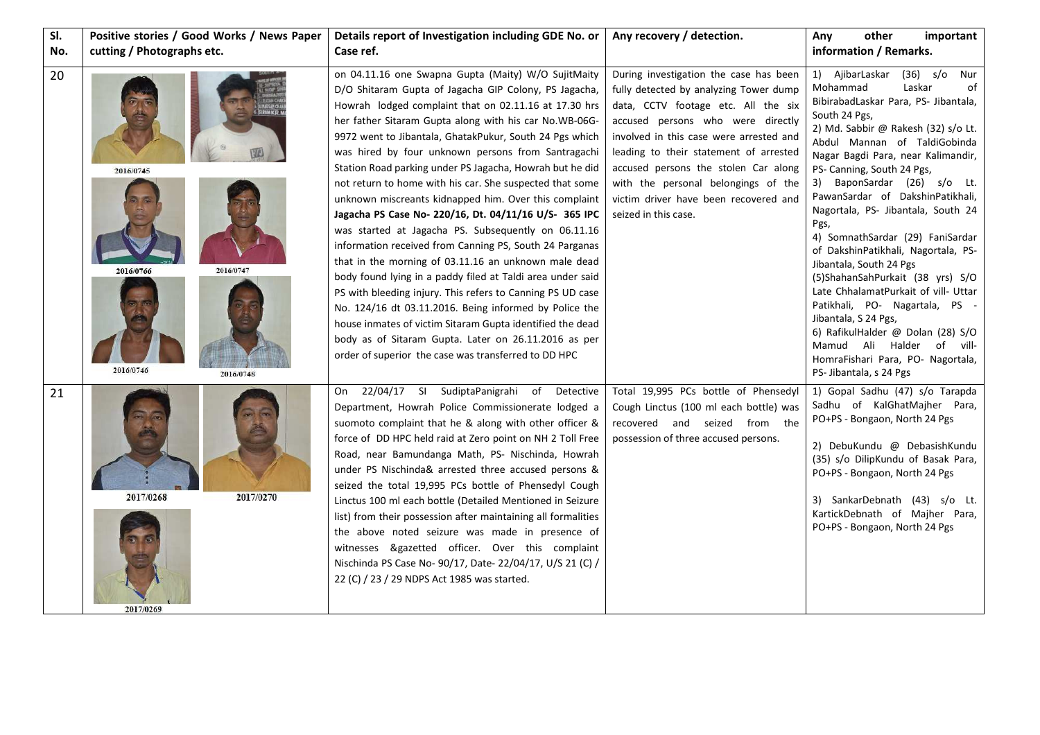| Sl. No. | Positive stories / Good Works / News Paper cutting / Photographs etc. | Details report of Investigation including GDE No. or Case ref. | Any recovery / detection. | Any other important information / Remarks. |
|---|---|---|---|---|
| 20 | 2016/0745 2016/0766 2016/0747 2016/0746 2016/0748 | on 04.11.16 one Swapna Gupta (Maity) W/O SujitMaity D/O Shitaram Gupta of Jagacha GIP Colony, PS Jagacha, Howrah lodged complaint that on 02.11.16 at 17.30 hrs her father Sitaram Gupta along with his car No.WB-06G-9972 went to Jibantala, GhatakPukur, South 24 Pgs which was hired by four unknown persons from Santragachi Station Road parking under PS Jagacha, Howrah but he did not return to home with his car. She suspected that some unknown miscreants kidnapped him. Over this complaint **Jagacha PS Case No- 220/16, Dt. 04/11/16 U/S- 365 IPC** was started at Jagacha PS. Subsequently on 06.11.16 information received from Canning PS, South 24 Parganas that in the morning of 03.11.16 an unknown male dead body found lying in a paddy filed at Taldi area under said PS with bleeding injury. This refers to Canning PS UD case No. 124/16 dt 03.11.2016. Being informed by Police the house inmates of victim Sitaram Gupta identified the dead body as of Sitaram Gupta. Later on 26.11.2016 as per order of superior the case was transferred to DD HPC | During investigation the case has been fully detected by analyzing Tower dump data, CCTV footage etc. All the six accused persons who were directly involved in this case were arrested and leading to their statement of arrested accused persons the stolen Car along with the personal belongings of the victim driver have been recovered and seized in this case. | 1) AjibarLaskar (36) s/o Nur Mohammad Laskar of BibirabadLaskar Para, PS- Jibantala, South 24 Pgs,<br>2) Md. Sabbir @ Rakesh (32) s/o Lt. Abdul Mannan of TaldiGobinda Nagar Bagdi Para, near Kalimandir, PS- Canning, South 24 Pgs,<br>3) BaponSardar (26) s/o Lt. PawanSardar of DakshinPatikhali, Nagortala, PS- Jibantala, South 24 Pgs,<br>4) SomnathSardar (29) FaniSardar of DakshinPatikhali, Nagortala, PS- Jibantala, South 24 Pgs<br>(5)ShahanSahPurkait (38 yrs) S/O Late ChhalamatPurkait of vill- Uttar Patikhali, PO- Nagartala, PS - Jibantala, S 24 Pgs,<br>6) RafikulHalder @ Dolan (28) S/O Mamud Ali Halder of vill- HomraFishari Para, PO- Nagortala, PS- Jibantala, s 24 Pgs |
| 21 | 2017/0268 2017/0270 2017/0269 | On 22/04/17 SI SudiptaPanigrahi of Detective Department, Howrah Police Commissionerate lodged a suomoto complaint that he & along with other officer & force of DD HPC held raid at Zero point on NH 2 Toll Free Road, near Bamundanga Math, PS- Nischinda, Howrah under PS Nischinda& arrested three accused persons & seized the total 19,995 PCs bottle of Phensedyl Cough Linctus 100 ml each bottle (Detailed Mentioned in Seizure list) from their possession after maintaining all formalities the above noted seizure was made in presence of witnesses &gazetted officer. Over this complaint Nischinda PS Case No- 90/17, Date- 22/04/17, U/S 21 (C) / 22 (C) / 23 / 29 NDPS Act 1985 was started. | Total 19,995 PCs bottle of Phensedyl Cough Linctus (100 ml each bottle) was recovered and seized from the possession of three accused persons. | 1) Gopal Sadhu (47) s/o Tarapda Sadhu of KalGhatMajher Para, PO+PS - Bongaon, North 24 Pgs<br><br>2) DebuKundu @ DebasishKundu (35) s/o DilipKundu of Basak Para, PO+PS - Bongaon, North 24 Pgs<br><br>3) SankarDebnath (43) s/o Lt. KartickDebnath of Majher Para, PO+PS - Bongaon, North 24 Pgs |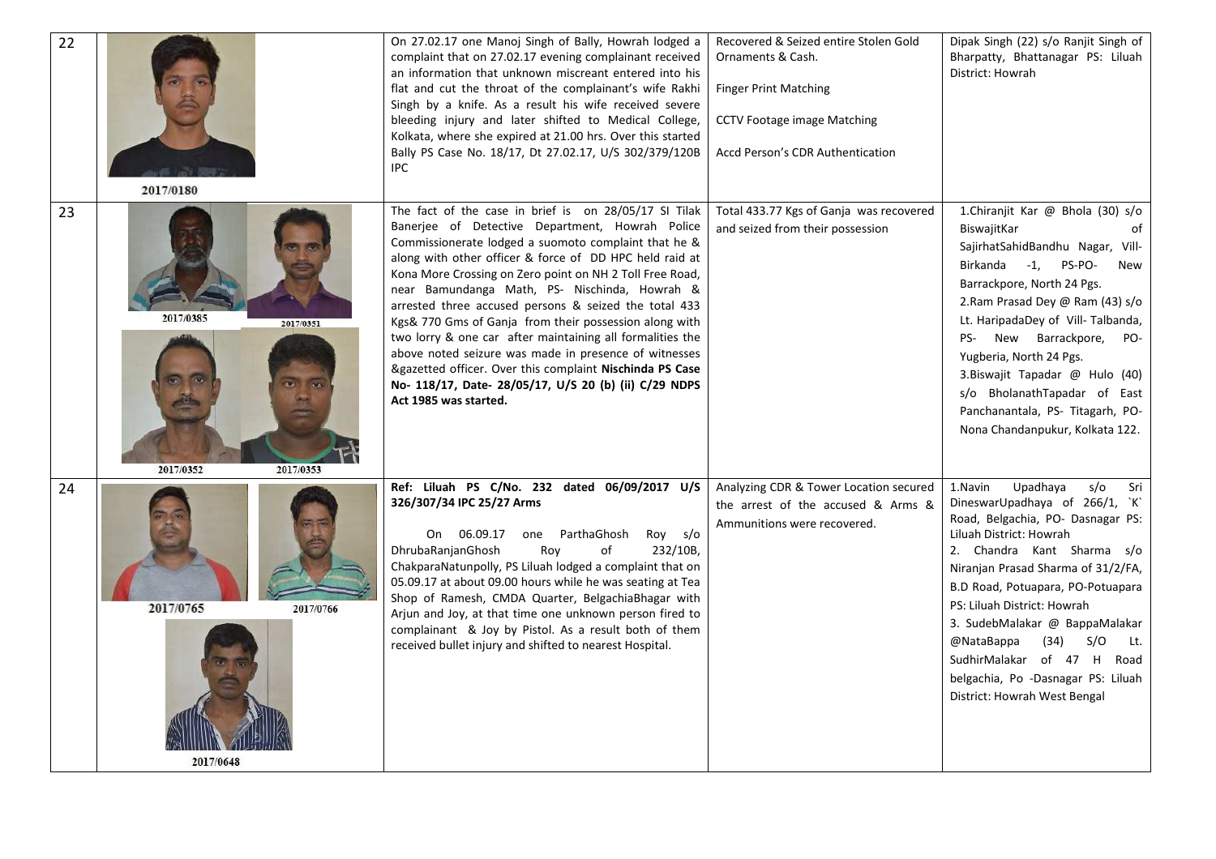| 22 | 2017/0180 | On 27.02.17 one Manoj Singh of Bally, Howrah lodged a complaint that on 27.02.17 evening complainant received an information that unknown miscreant entered into his flat and cut the throat of the complainant's wife Rakhi Singh by a knife. As a result his wife received severe bleeding injury and later shifted to Medical College, Kolkata, where she expired at 21.00 hrs. Over this started Bally PS Case No. 18/17, Dt 27.02.17, U/S 302/379/120B IPC | Recovered & Seized entire Stolen Gold Ornaments & Cash.<br><br>Finger Print Matching<br><br>CCTV Footage image Matching<br><br>Accd Person's CDR Authentication | Dipak Singh (22) s/o Ranjit Singh of Bharpatty, Bhattanagar PS: Liluah District: Howrah |
|---|---|---|---|---|
| 23 | 2017/0385 2017/0351 2017/0352 2017/0353 | The fact of the case in brief is on 28/05/17 SI Tilak Banerjee of Detective Department, Howrah Police Commissionerate lodged a suomoto complaint that he & along with other officer & force of DD HPC held raid at Kona More Crossing on Zero point on NH 2 Toll Free Road, near Bamundanga Math, PS- Nischinda, Howrah & arrested three accused persons & seized the total 433 Kgs& 770 Gms of Ganja from their possession along with two lorry & one car after maintaining all formalities the above noted seizure was made in presence of witnesses &gazetted officer. Over this complaint **Nischinda PS Case No- 118/17, Date- 28/05/17, U/S 20 (b) (ii) C/29 NDPS Act 1985 was started.** | Total 433.77 Kgs of Ganja was recovered and seized from their possession | 1.Chiranjit Kar @ Bhola (30) s/o BiswajitKar of SajirhatSahidBandhu Nagar, Vill-Birkanda -1, PS-PO- New Barrackpore, North 24 Pgs.<br>2.Ram Prasad Dey @ Ram (43) s/o Lt. HaripadaDey of Vill- Talbanda, PS- New Barrackpore, PO- Yugberia, North 24 Pgs.<br>3.Biswajit Tapadar @ Hulo (40) s/o BholanathTapadar of East Panchanantala, PS- Titagarh, PO- Nona Chandanpukur, Kolkata 122. |
| 24 | 2017/0765 2017/0766 2017/0648 | **Ref: Liluah PS C/No. 232 dated 06/09/2017 U/S 326/307/34 IPC 25/27 Arms**<br><br>On 06.09.17 one ParthaGhosh Roy s/o DhrubaRanjanGhosh Roy of 232/10B, ChakparaNatunpolly, PS Liluah lodged a complaint that on 05.09.17 at about 09.00 hours while he was seating at Tea Shop of Ramesh, CMDA Quarter, BelgachiaBhagar with Arjun and Joy, at that time one unknown person fired to complainant & Joy by Pistol. As a result both of them received bullet injury and shifted to nearest Hospital. | Analyzing CDR & Tower Location secured the arrest of the accused & Arms & Ammunitions were recovered. | 1.Navin Upadhaya s/o Sri DineswarUpadhaya of 266/1, `K` Road, Belgachia, PO- Dasnagar PS: Liluah District: Howrah<br>2. Chandra Kant Sharma s/o Niranjan Prasad Sharma of 31/2/FA, B.D Road, Potuapara, PO-Potuapara PS: Liluah District: Howrah<br>3. SudebMalakar @ BappaMalakar @NataBappa (34) S/O Lt. SudhirMalakar of 47 H Road belgachia, Po -Dasnagar PS: Liluah District: Howrah West Bengal |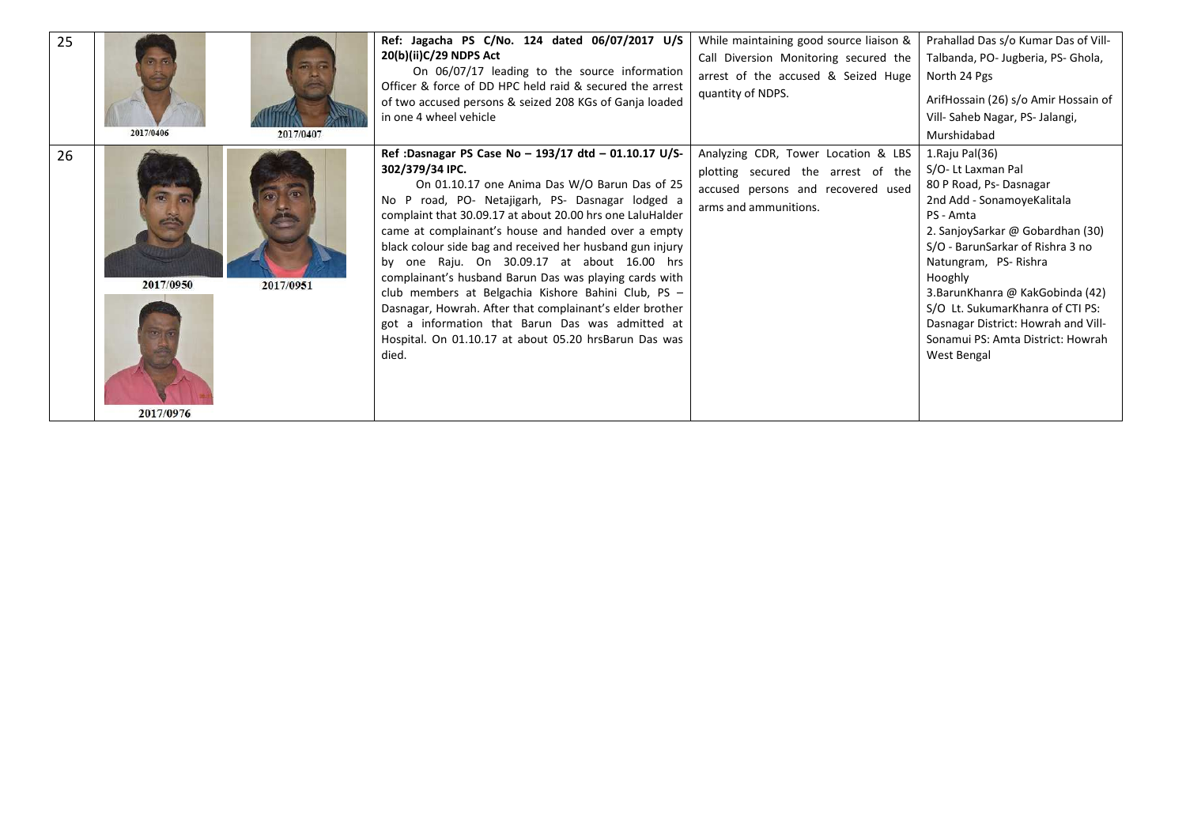| 25 | 2017/0406 2017/0407 | **Ref: Jagacha PS C/No. 124 dated 06/07/2017 U/S 20(b)(ii)C/29 NDPS Act** On 06/07/17 leading to the source information Officer & force of DD HPC held raid & secured the arrest of two accused persons & seized 208 KGs of Ganja loaded in one 4 wheel vehicle | While maintaining good source liaison & Call Diversion Monitoring secured the arrest of the accused & Seized Huge quantity of NDPS. | Prahallad Das s/o Kumar Das of Vill- Talbanda, PO- Jugberia, PS- Ghola, North 24 Pgs<br>ArifHossain (26) s/o Amir Hossain of Vill- Saheb Nagar, PS- Jalangi, Murshidabad |
|---|---|---|---|---|
| 26 | 2017/0950 2017/0951 2017/0976 | **Ref :Dasnagar PS Case No – 193/17 dtd – 01.10.17 U/S-302/379/34 IPC.** On 01.10.17 one Anima Das W/O Barun Das of 25 No P road, PO- Netajigarh, PS- Dasnagar lodged a complaint that 30.09.17 at about 20.00 hrs one LaluHalder came at complainant's house and handed over a empty black colour side bag and received her husband gun injury by one Raju. On 30.09.17 at about 16.00 hrs complainant's husband Barun Das was playing cards with club members at Belgachia Kishore Bahini Club, PS – Dasnagar, Howrah. After that complainant's elder brother got a information that Barun Das was admitted at Hospital. On 01.10.17 at about 05.20 hrsBarun Das was died. | Analyzing CDR, Tower Location & LBS plotting secured the arrest of the accused persons and recovered used arms and ammunitions. | 1.Raju Pal(36)<br>S/O- Lt Laxman Pal<br>80 P Road, Ps- Dasnagar<br>2nd Add - SonamoyeKalitala<br>PS - Amta<br>2. SanjoySarkar @ Gobardhan (30)<br>S/O - BarunSarkar of Rishra 3 no Natungram, PS- Rishra<br>Hooghly<br>3.BarunKhanra @ KakGobinda (42)<br>S/O Lt. SukumarKhanra of CTI PS: Dasnagar District: Howrah and Vill-Sonamui PS: Amta District: Howrah West Bengal |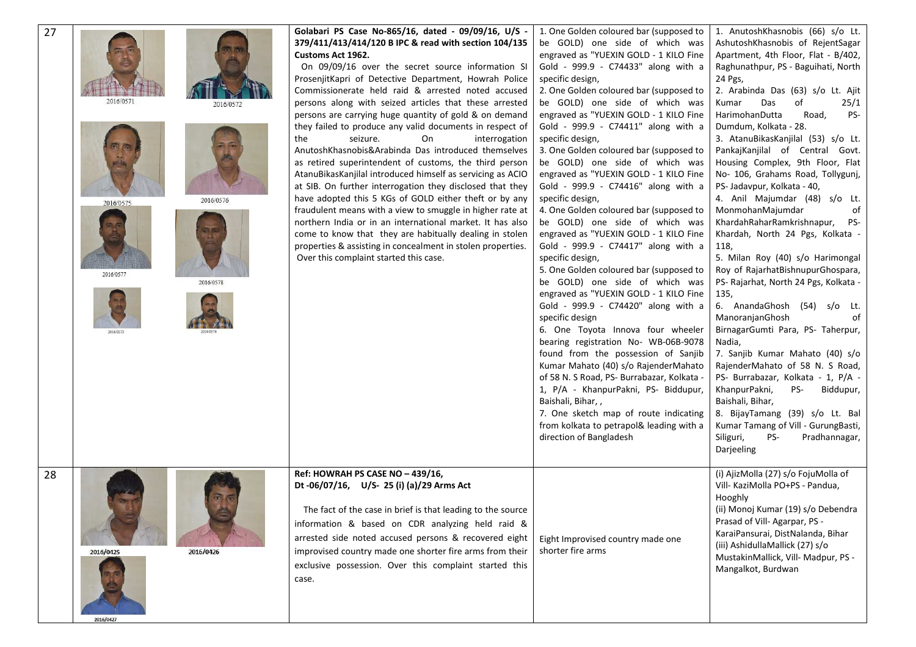| 27 | 2016/0571 2016/0572 2016/0575 2016/0576 2016/0577 2016/0578 2016/0573 2016/0574 | **Golabari PS Case No-865/16, dated - 09/09/16, U/S - 379/411/413/414/120 B IPC & read with section 104/135 Customs Act 1962.** On 09/09/16 over the secret source information SI ProsenjitKapri of Detective Department, Howrah Police Commissionerate held raid & arrested noted accused persons along with seized articles that these arrested persons are carrying huge quantity of gold & on demand they failed to produce any valid documents in respect of the seizure. On interrogation AnutoshKhasnobis&Arabinda Das introduced themselves as retired superintendent of customs, the third person AtanuBikasKanjilal introduced himself as servicing as ACIO at SIB. On further interrogation they disclosed that they have adopted this 5 KGs of GOLD either theft or by any fraudulent means with a view to smuggle in higher rate at northern India or in an international market. It has also come to know that they are habitually dealing in stolen properties & assisting in concealment in stolen properties. Over this complaint started this case. | 1. One Golden coloured bar (supposed to be GOLD) one side of which was engraved as "YUEXIN GOLD - 1 KILO Fine Gold - 999.9 - C74433" along with a specific design,<br>2. One Golden coloured bar (supposed to be GOLD) one side of which was engraved as "YUEXIN GOLD - 1 KILO Fine Gold - 999.9 - C74411" along with a specific design,<br>3. One Golden coloured bar (supposed to be GOLD) one side of which was engraved as "YUEXIN GOLD - 1 KILO Fine Gold - 999.9 - C74416" along with a specific design,<br>4. One Golden coloured bar (supposed to be GOLD) one side of which was engraved as "YUEXIN GOLD - 1 KILO Fine Gold - 999.9 - C74417" along with a specific design,<br>5. One Golden coloured bar (supposed to be GOLD) one side of which was engraved as "YUEXIN GOLD - 1 KILO Fine Gold - 999.9 - C74420" along with a specific design<br>6. One Toyota Innova four wheeler bearing registration No- WB-06B-9078 found from the possession of Sanjib Kumar Mahato (40) s/o RajenderMahato of 58 N. S Road, PS- Burrabazar, Kolkata - 1, P/A - KhanpurPakni, PS- Biddupur, Baishali, Bihar, ,<br>7. One sketch map of route indicating from kolkata to petrapol& leading with a direction of Bangladesh | 1. AnutoshKhasnobis (66) s/o Lt. AshutoshKhasnobis of RejentSagar Apartment, 4th Floor, Flat - B/402, Raghunathpur, PS - Baguihati, North 24 Pgs,<br>2. Arabinda Das (63) s/o Lt. Ajit Kumar Das of 25/1 HarimohanDutta Road, PS- Dumdum, Kolkata - 28.<br>3. AtanuBikasKanjilal (53) s/o Lt. PankajKanjilal of Central Govt. Housing Complex, 9th Floor, Flat No- 106, Grahams Road, Tollygunj, PS- Jadavpur, Kolkata - 40,<br>4. Anil Majumdar (48) s/o Lt. MonmohanMajumdar of KhardahRaharRamkrishnapur, PS- Khardah, North 24 Pgs, Kolkata - 118,<br>5. Milan Roy (40) s/o Harimongal Roy of RajarhatBishnupurGhospara, PS- Rajarhat, North 24 Pgs, Kolkata - 135,<br>6. AnandaGhosh (54) s/o Lt. ManoranjanGhosh of BirnagarGumti Para, PS- Taherpur, Nadia,<br>7. Sanjib Kumar Mahato (40) s/o RajenderMahato of 58 N. S Road, PS- Burrabazar, Kolkata - 1, P/A - KhanpurPakni, PS- Biddupur, Baishali, Bihar,<br>8. BijayTamang (39) s/o Lt. Bal Kumar Tamang of Vill - GurungBasti, Siliguri, PS- Pradhannagar, Darjeeling |
|---|---|---|---|---|
| 28 | 2016/0425 2016/0426 2016/0427 | **Ref: HOWRAH PS CASE NO – 439/16, Dt -06/07/16, U/S- 25 (i) (a)/29 Arms Act** The fact of the case in brief is that leading to the source information & based on CDR analyzing held raid & arrested side noted accused persons & recovered eight improvised country made one shorter fire arms from their exclusive possession. Over this complaint started this case. | Eight Improvised country made one shorter fire arms | (i) AjizMolla (27) s/o FojuMolla of Vill- KaziMolla PO+PS - Pandua, Hooghly<br>(ii) Monoj Kumar (19) s/o Debendra Prasad of Vill- Agarpar, PS - KaraiPansurai, DistNalanda, Bihar<br>(iii) AshidullaMallick (27) s/o MustakinMallick, Vill- Madpur, PS - Mangalkot, Burdwan |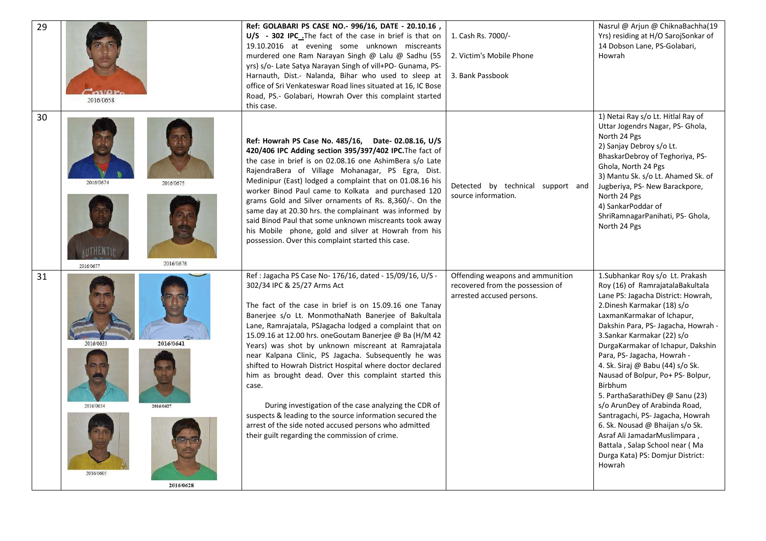| 29 | 2016/0658 | **Ref: GOLABARI PS CASE NO.- 996/16, DATE - 20.10.16 , U/S - 302 IPC .** The fact of the case in brief is that on 19.10.2016 at evening some unknown miscreants murdered one Ram Narayan Singh @ Lalu @ Sadhu (55 yrs) s/o- Late Satya Narayan Singh of vill+PO- Gunama, PS- Harnauth, Dist.- Nalanda, Bihar who used to sleep at office of Sri Venkateswar Road lines situated at 16, IC Bose Road, PS.- Golabari, Howrah Over this complaint started this case. | 1. Cash Rs. 7000/-<br>2. Victim's Mobile Phone<br>3. Bank Passbook | Nasrul @ Arjun @ ChiknaBachha(19 Yrs) residing at H/O SarojSonkar of 14 Dobson Lane, PS-Golabari, Howrah |
|---|---|---|---|---|
| 30 | 2016/0674 2016/0675 2016/0677 2016/0676 | **Ref: Howrah PS Case No. 485/16, Date- 02.08.16, U/S 420/406 IPC Adding section 395/397/402 IPC.** The fact of the case in brief is on 02.08.16 one AshimBera s/o Late RajendraBera of Village Mohanagar, PS Egra, Dist. Medinipur (East) lodged a complaint that on 01.08.16 his worker Binod Paul came to Kolkata and purchased 120 grams Gold and Silver ornaments of Rs. 8,360/-. On the same day at 20.30 hrs. the complainant was informed by said Binod Paul that some unknown miscreants took away his Mobile phone, gold and silver at Howrah from his possession. Over this complaint started this case. | Detected by technical support and source information. | 1) Netai Ray s/o Lt. Hitlal Ray of Uttar Jogendrs Nagar, PS- Ghola, North 24 Pgs<br>2) Sanjay Debroy s/o Lt. BhaskarDebroy of Teghoriya, PS- Ghola, North 24 Pgs<br>3) Mantu Sk. s/o Lt. Ahamed Sk. of Jugberiya, PS- New Barackpore, North 24 Pgs<br>4) SankarPoddar of ShriRamnagarPanihati, PS- Ghola, North 24 Pgs |
| 31 | 2016/0633 2016/0641 2016/0634 2016/0627 2016/0605 2016/0628 | Ref : Jagacha PS Case No- 176/16, dated - 15/09/16, U/S - 302/34 IPC & 25/27 Arms Act<br><br>The fact of the case in brief is on 15.09.16 one Tanay Banerjee s/o Lt. MonmothaNath Banerjee of Bakultala Lane, Ramrajatala, PSJagacha lodged a complaint that on 15.09.16 at 12.00 hrs. oneGoutam Banerjee @ Ba (H/M 42 Years) was shot by unknown miscreant at Ramrajatala near Kalpana Clinic, PS Jagacha. Subsequently he was shifted to Howrah District Hospital where doctor declared him as brought dead. Over this complaint started this case.<br><br>During investigation of the case analyzing the CDR of suspects & leading to the source information secured the arrest of the side noted accused persons who admitted their guilt regarding the commission of crime. | Offending weapons and ammunition recovered from the possession of arrested accused persons. | 1.Subhankar Roy s/o Lt. Prakash Roy (16) of RamrajatalaBakultala Lane PS: Jagacha District: Howrah,<br>2.Dinesh Karmakar (18) s/o LaxmanKarmakar of Ichapur, Dakshin Para, PS- Jagacha, Howrah -<br>3.Sankar Karmakar (22) s/o DurgaKarmakar of Ichapur, Dakshin Para, PS- Jagacha, Howrah -<br>4. Sk. Siraj @ Babu (44) s/o Sk. Nausad of Bolpur, Po+ PS- Bolpur, Birbhum<br>5. ParthaSarathiDey @ Sanu (23) s/o ArunDey of Arabinda Road, Santragachi, PS- Jagacha, Howrah<br>6. Sk. Nousad @ Bhaijan s/o Sk. Asraf Ali JamadarMuslimpara , Battala , Salap School near ( Ma Durga Kata) PS: Domjur District: Howrah |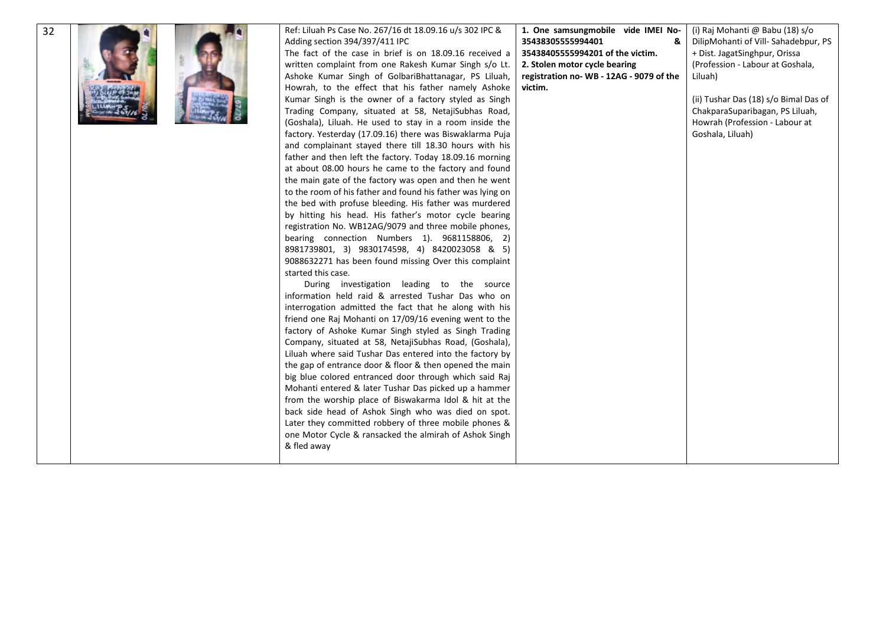| 32 | | Ref: Liluah Ps Case No. 267/16 dt 18.09.16 u/s 302 IPC & Adding section 394/397/411 IPC<br>The fact of the case in brief is on 18.09.16 received a written complaint from one Rakesh Kumar Singh s/o Lt. Ashoke Kumar Singh of GolbariBhattanagar, PS Liluah, Howrah, to the effect that his father namely Ashoke Kumar Singh is the owner of a factory styled as Singh Trading Company, situated at 58, NetajiSubhas Road, (Goshala), Liluah. He used to stay in a room inside the factory. Yesterday (17.09.16) there was Biswaklarma Puja and complainant stayed there till 18.30 hours with his father and then left the factory. Today 18.09.16 morning at about 08.00 hours he came to the factory and found the main gate of the factory was open and then he went to the room of his father and found his father was lying on the bed with profuse bleeding. His father was murdered by hitting his head. His father's motor cycle bearing registration No. WB12AG/9079 and three mobile phones, bearing connection Numbers 1). 9681158806, 2) 8981739801, 3) 9830174598, 4) 8420023058 & 5) 9088632271 has been found missing Over this complaint started this case.<br>During investigation leading to the source information held raid & arrested Tushar Das who on interrogation admitted the fact that he along with his friend one Raj Mohanti on 17/09/16 evening went to the factory of Ashoke Kumar Singh styled as Singh Trading Company, situated at 58, NetajiSubhas Road, (Goshala), Liluah where said Tushar Das entered into the factory by the gap of entrance door & floor & then opened the main big blue colored entranced door through which said Raj Mohanti entered & later Tushar Das picked up a hammer from the worship place of Biswakarma Idol & hit at the back side head of Ashok Singh who was died on spot. Later they committed robbery of three mobile phones & one Motor Cycle & ransacked the almirah of Ashok Singh & fled away | **1. One samsungmobile vide IMEI No- 354383055559944 01 & 354384055559942 01 of the victim.**<br>**2. Stolen motor cycle bearing registration no- WB - 12AG - 9079 of the victim.** | (i) Raj Mohanti @ Babu (18) s/o DilipMohanti of Vill- Sahadebpur, PS + Dist. JagatSinghpur, Orissa (Profession - Labour at Goshala, Liluah)<br><br>(ii) Tushar Das (18) s/o Bimal Das of ChakparaSuparibagan, PS Liluah, Howrah (Profession - Labour at Goshala, Liluah) |
|---|---|---|---|---|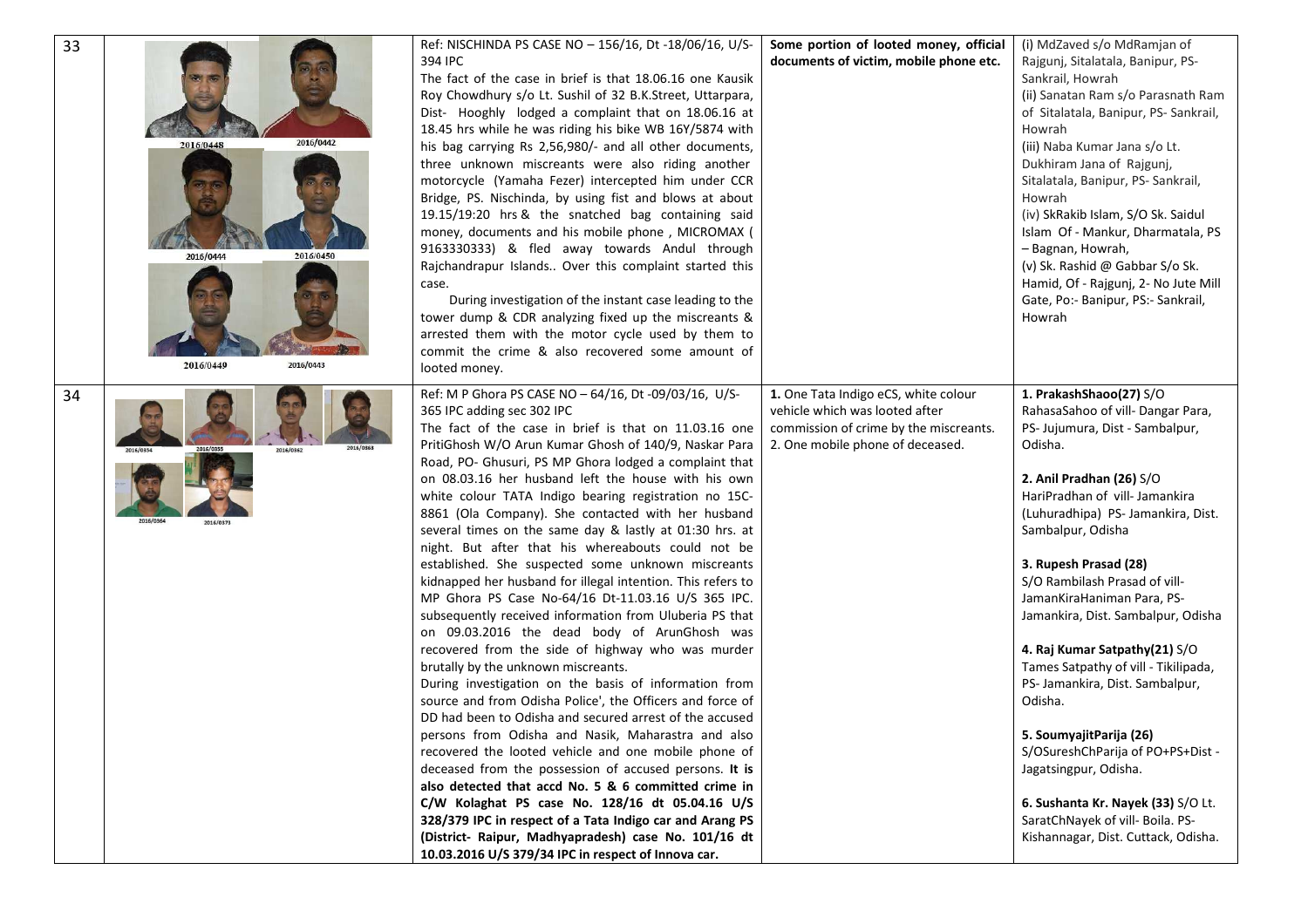| 33 | 2016/0448 2016/0442 2016/0444 2016/0450 2016/0449 2016/0443 | Ref: NISCHINDA PS CASE NO – 156/16, Dt -18/06/16, U/S- 394 IPC<br>The fact of the case in brief is that 18.06.16 one Kausik Roy Chowdhury s/o Lt. Sushil of 32 B.K.Street, Uttarpara, Dist- Hooghly lodged a complaint that on 18.06.16 at 18.45 hrs while he was riding his bike WB 16Y/5874 with his bag carrying Rs 2,56,980/- and all other documents, three unknown miscreants were also riding another motorcycle (Yamaha Fezer) intercepted him under CCR Bridge, PS. Nischinda, by using fist and blows at about 19.15/19:20 hrs & the snatched bag containing said money, documents and his mobile phone , MICROMAX ( 9163330333) & fled away towards Andul through Rajchandrapur Islands.. Over this complaint started this case.<br>During investigation of the instant case leading to the tower dump & CDR analyzing fixed up the miscreants & arrested them with the motor cycle used by them to commit the crime & also recovered some amount of looted money. | **Some portion of looted money, official documents of victim, mobile phone etc.** | (i) MdZaved s/o MdRamjan of Rajgunj, Sitalatala, Banipur, PS- Sankrail, Howrah<br>(ii) Sanatan Ram s/o Parasnath Ram of Sitalatala, Banipur, PS- Sankrail, Howrah<br>(iii) Naba Kumar Jana s/o Lt. Dukhiram Jana of Rajgunj, Sitalatala, Banipur, PS- Sankrail, Howrah<br>(iv) SkRakib Islam, S/O Sk. Saidul Islam Of - Mankur, Dharmatala, PS – Bagnan, Howrah,<br>(v) Sk. Rashid @ Gabbar S/o Sk. Hamid, Of - Rajgunj, 2- No Jute Mill Gate, Po:- Banipur, PS:- Sankrail, Howrah |
|---|---|---|---|---|
| 34 | 2016/0354 2016/0355 2016/0362 2016/0363 2016/0364 2016/0373 | Ref: M P Ghora PS CASE NO – 64/16, Dt -09/03/16, U/S- 365 IPC adding sec 302 IPC<br>The fact of the case in brief is that on 11.03.16 one PritiGhosh W/O Arun Kumar Ghosh of 140/9, Naskar Para Road, PO- Ghusuri, PS MP Ghora lodged a complaint that on 08.03.16 her husband left the house with his own white colour TATA Indigo bearing registration no 15C-8861 (Ola Company). She contacted with her husband several times on the same day & lastly at 01:30 hrs. at night. But after that his whereabouts could not be established. She suspected some unknown miscreants kidnapped her husband for illegal intention. This refers to MP Ghora PS Case No-64/16 Dt-11.03.16 U/S 365 IPC. subsequently received information from Uluberia PS that on 09.03.2016 the dead body of ArunGhosh was recovered from the side of highway who was murder brutally by the unknown miscreants.<br>During investigation on the basis of information from source and from Odisha Police', the Officers and force of DD had been to Odisha and secured arrest of the accused persons from Odisha and Nasik, Maharastra and also recovered the looted vehicle and one mobile phone of deceased from the possession of accused persons. **It is also detected that accd No. 5 & 6 committed crime in C/W Kolaghat PS case No. 128/16 dt 05.04.16 U/S 328/379 IPC in respect of a Tata Indigo car and Arang PS (District- Raipur, Madhyapradesh) case No. 101/16 dt 10.03.2016 U/S 379/34 IPC in respect of Innova car.** | **1.** One Tata Indigo eCS, white colour vehicle which was looted after commission of crime by the miscreants.<br>2. One mobile phone of deceased. | **1. PrakashShaoo(27)** S/O RahasaSahoo of vill- Dangar Para, PS- Jujumura, Dist - Sambalpur, Odisha.<br><br>**2. Anil Pradhan (26)** S/O HariPradhan of vill- Jamankira (Luhuradhipa) PS- Jamankira, Dist. Sambalpur, Odisha<br><br>**3. Rupesh Prasad (28)** S/O Rambilash Prasad of vill- JamanKiraHaniman Para, PS- Jamankira, Dist. Sambalpur, Odisha<br><br>**4. Raj Kumar Satpathy(21)** S/O Tames Satpathy of vill - Tikilipada, PS- Jamankira, Dist. Sambalpur, Odisha.<br><br>**5. SoumyajitParija (26)** S/OSureshChParija of PO+PS+Dist - Jagatsingpur, Odisha.<br><br>**6. Sushanta Kr. Nayek (33)** S/O Lt. SaratChNayek of vill- Boila. PS- Kishannagar, Dist. Cuttack, Odisha. |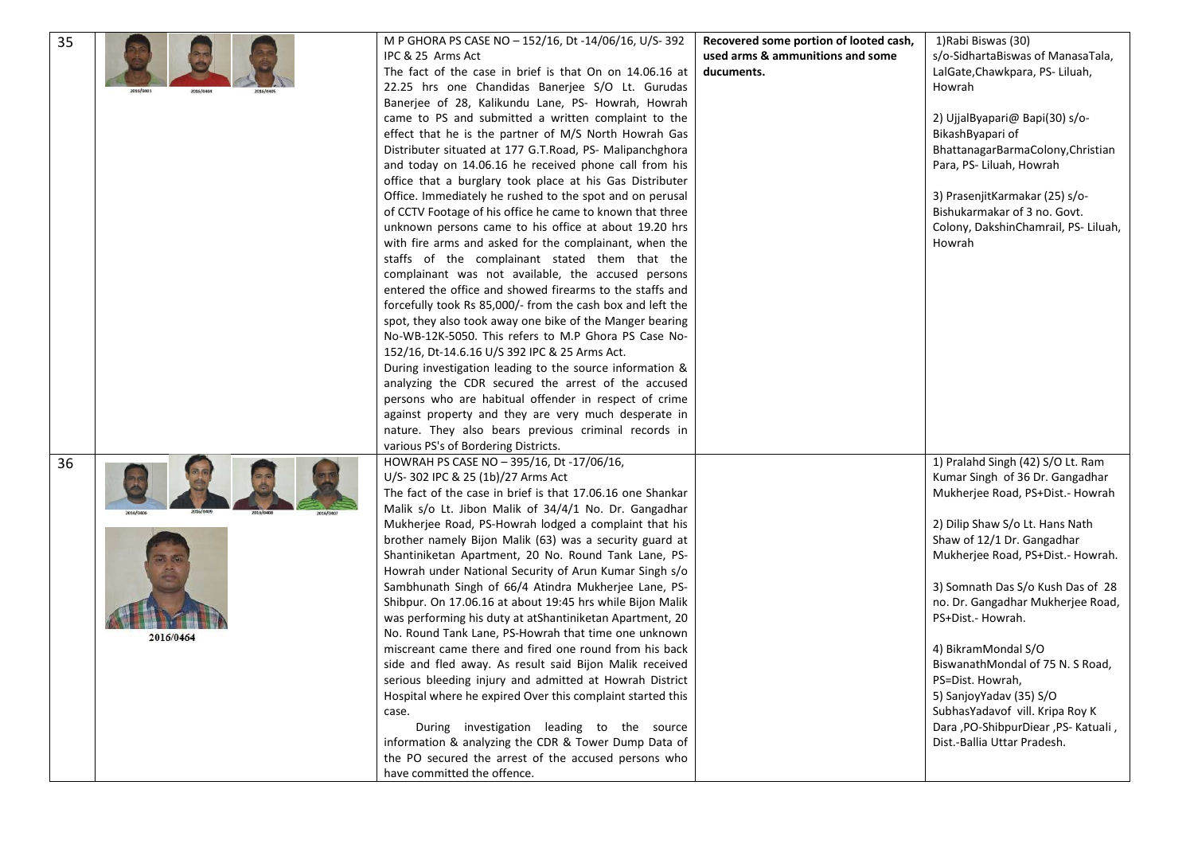| | | | | |
|---|---|---|---|---|
| 35 | 2016/0403 2016/0404 2016/0405 | M P GHORA PS CASE NO – 152/16, Dt -14/06/16, U/S- 392 IPC & 25 Arms Act<br>The fact of the case in brief is that On on 14.06.16 at 22.25 hrs one Chandidas Banerjee S/O Lt. Gurudas Banerjee of 28, Kalikundu Lane, PS- Howrah, Howrah came to PS and submitted a written complaint to the effect that he is the partner of M/S North Howrah Gas Distributer situated at 177 G.T.Road, PS- Malipanchghora and today on 14.06.16 he received phone call from his office that a burglary took place at his Gas Distributer Office. Immediately he rushed to the spot and on perusal of CCTV Footage of his office he came to known that three unknown persons came to his office at about 19.20 hrs with fire arms and asked for the complainant, when the staffs of the complainant stated them that the complainant was not available, the accused persons entered the office and showed firearms to the staffs and forcefully took Rs 85,000/- from the cash box and left the spot, they also took away one bike of the Manger bearing No-WB-12K-5050. This refers to M.P Ghora PS Case No-152/16, Dt-14.6.16 U/S 392 IPC & 25 Arms Act.<br>During investigation leading to the source information & analyzing the CDR secured the arrest of the accused persons who are habitual offender in respect of crime against property and they are very much desperate in nature. They also bears previous criminal records in various PS's of Bordering Districts. | **Recovered some portion of looted cash, used arms & ammunitions and some documents.** | 1)Rabi Biswas (30) s/o-SidhartaBiswas of ManasaTala, LalGate,Chawkpara, PS- Liluah, Howrah<br><br>2) UjjalByapari@ Bapi(30) s/o-BikashByapari of BhattanagarBarmaColony,Christian Para, PS- Liluah, Howrah<br><br>3) PrasenjitKarmakar (25) s/o-Bishukarmakar of 3 no. Govt. Colony, DakshinChamrail, PS- Liluah, Howrah |
| 36 | 2016/0406 2016/0409 2016/0408 2016/0407<br>2016/0464 | HOWRAH PS CASE NO – 395/16, Dt -17/06/16,<br>U/S- 302 IPC & 25 (1b)/27 Arms Act<br>The fact of the case in brief is that 17.06.16 one Shankar Malik s/o Lt. Jibon Malik of 34/4/1 No. Dr. Gangadhar Mukherjee Road, PS-Howrah lodged a complaint that his brother namely Bijon Malik (63) was a security guard at Shantiniketan Apartment, 20 No. Round Tank Lane, PS-Howrah under National Security of Arun Kumar Singh s/o Sambhunath Singh of 66/4 Atindra Mukherjee Lane, PS-Shibpur. On 17.06.16 at about 19:45 hrs while Bijon Malik was performing his duty at atShantiniketan Apartment, 20 No. Round Tank Lane, PS-Howrah that time one unknown miscreant came there and fired one round from his back side and fled away. As result said Bijon Malik received serious bleeding injury and admitted at Howrah District Hospital where he expired Over this complaint started this case.<br>During investigation leading to the source information & analyzing the CDR & Tower Dump Data of the PO secured the arrest of the accused persons who have committed the offence. | | 1) Pralahd Singh (42) S/O Lt. Ram Kumar Singh of 36 Dr. Gangadhar Mukherjee Road, PS+Dist.- Howrah<br><br>2) Dilip Shaw S/o Lt. Hans Nath Shaw of 12/1 Dr. Gangadhar Mukherjee Road, PS+Dist.- Howrah.<br><br>3) Somnath Das S/o Kush Das of 28 no. Dr. Gangadhar Mukherjee Road, PS+Dist.- Howrah.<br><br>4) BikramMondal S/O BiswanathMondal of 75 N. S Road, PS=Dist. Howrah,<br>5) SanjoyYadav (35) S/O SubhasYadavof vill. Kripa Roy K Dara ,PO-ShibpurDiear ,PS- Katuali , Dist.-Ballia Uttar Pradesh. |